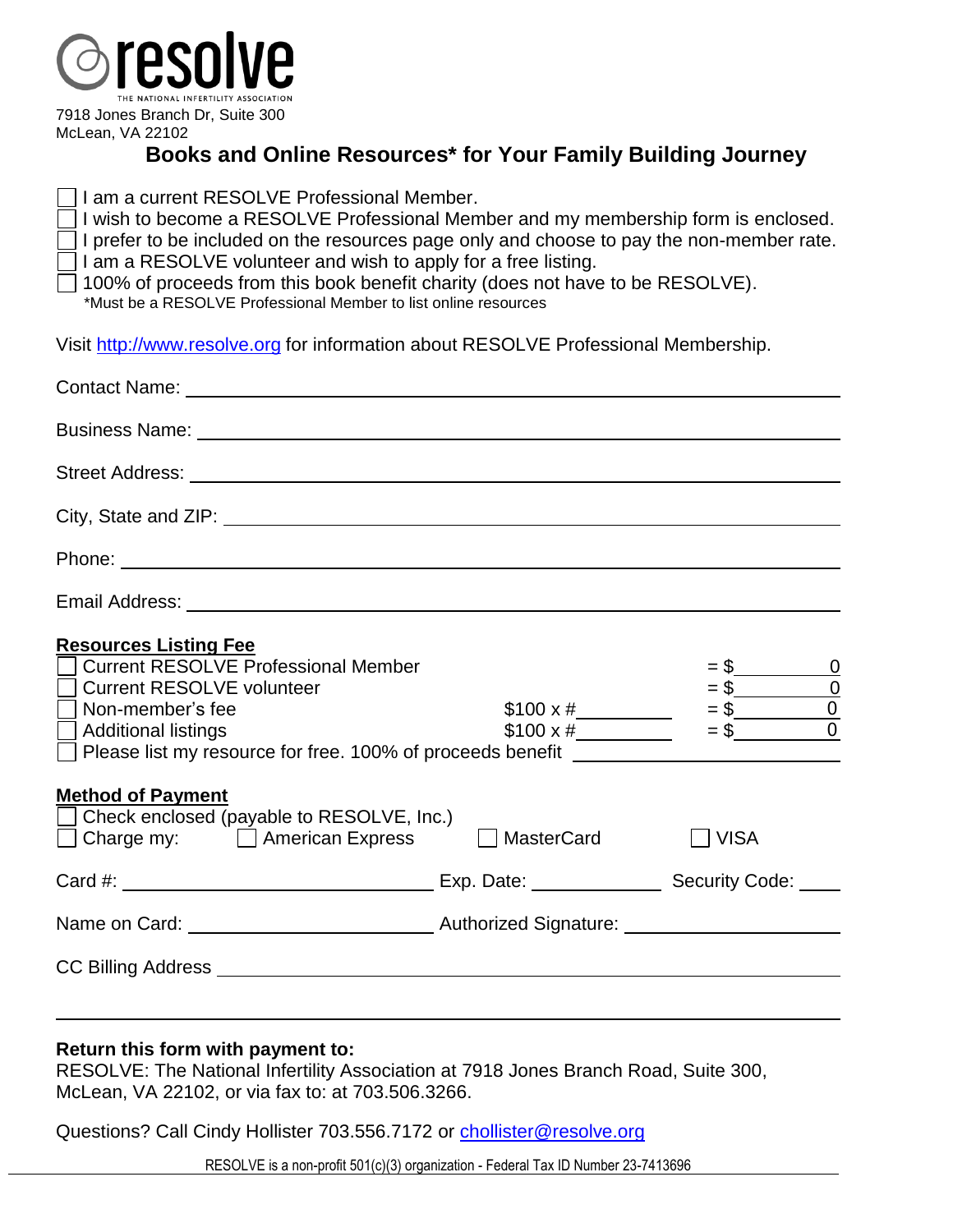resolve
THE NATIONAL INFERTILITY ASSOCIATION

7918 Jones Branch Dr, Suite 300
McLean, VA 22102

## Books and Online Resources* for Your Family Building Journey

- ☐ I am a current RESOLVE Professional Member.
- ☐ I wish to become a RESOLVE Professional Member and my membership form is enclosed.
- ☐ I prefer to be included on the resources page only and choose to pay the non-member rate.
- ☐ I am a RESOLVE volunteer and wish to apply for a free listing.
- ☐ 100% of proceeds from this book benefit charity (does not have to be RESOLVE).

*Must be a RESOLVE Professional Member to list online resources

Visit http://www.resolve.org for information about RESOLVE Professional Membership.

Contact Name: ______________________________

Business Name: ______________________________

Street Address: ______________________________

City, State and ZIP: ______________________________

Phone: ______________________________

Email Address: ______________________________

**Resources Listing Fee**

| | | |
|---|---|---|
| ☐ Current RESOLVE Professional Member | | = $ 0 |
| ☐ Current RESOLVE volunteer | | = $ 0 |
| ☐ Non-member's fee | $100 x #_______ | = $ 0 |
| ☐ Additional listings | $100 x #_______ | = $ 0 |

☐ Please list my resource for free. 100% of proceeds benefit ______________________

**Method of Payment**

☐ Check enclosed (payable to RESOLVE, Inc.)

☐ Charge my: ☐ American Express ☐ MasterCard ☐ VISA

Card #: ______________________ Exp. Date: __________ Security Code: _____

Name on Card: ______________________ Authorized Signature: ______________________

CC Billing Address ______________________________

______________________________

**Return this form with payment to:**
RESOLVE: The National Infertility Association at 7918 Jones Branch Road, Suite 300, McLean, VA 22102, or via fax to: at 703.506.3266.

Questions? Call Cindy Hollister 703.556.7172 or chollister@resolve.org

RESOLVE is a non-profit 501(c)(3) organization - Federal Tax ID Number 23-7413696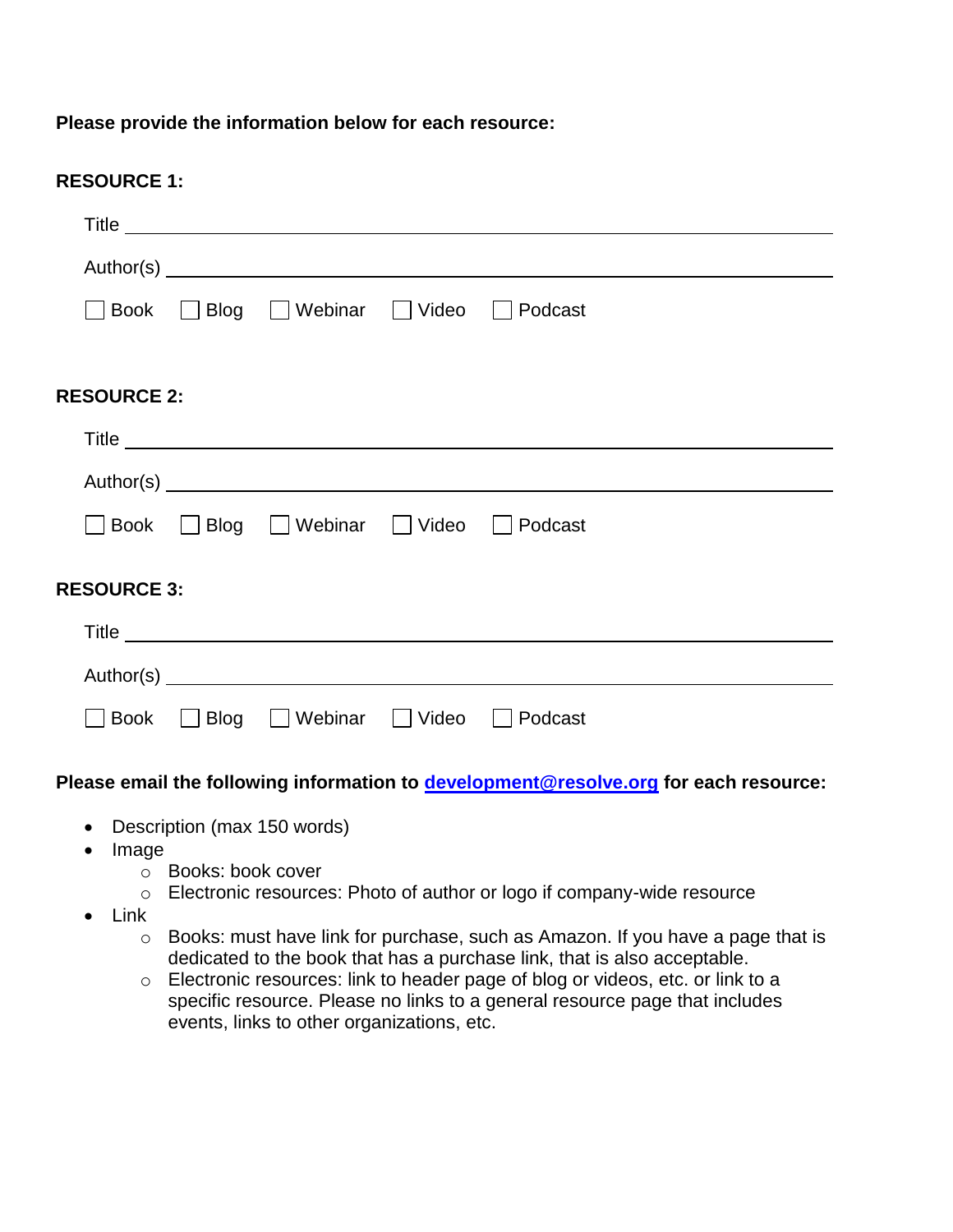**Please provide the information below for each resource:**

**RESOURCE 1:**

Title \_\_\_\_\_\_\_\_\_\_\_\_\_\_\_\_\_\_\_\_\_\_\_\_\_\_\_\_\_\_\_\_\_\_\_\_\_\_\_\_

Author(s) \_\_\_\_\_\_\_\_\_\_\_\_\_\_\_\_\_\_\_\_\_\_\_\_\_\_\_\_\_\_\_\_\_\_\_\_\_\_\_\_

☐ Book ☐ Blog ☐ Webinar ☐ Video ☐ Podcast

**RESOURCE 2:**

Title \_\_\_\_\_\_\_\_\_\_\_\_\_\_\_\_\_\_\_\_\_\_\_\_\_\_\_\_\_\_\_\_\_\_\_\_\_\_\_\_

Author(s) \_\_\_\_\_\_\_\_\_\_\_\_\_\_\_\_\_\_\_\_\_\_\_\_\_\_\_\_\_\_\_\_\_\_\_\_\_\_\_\_

☐ Book ☐ Blog ☐ Webinar ☐ Video ☐ Podcast

**RESOURCE 3:**

Title \_\_\_\_\_\_\_\_\_\_\_\_\_\_\_\_\_\_\_\_\_\_\_\_\_\_\_\_\_\_\_\_\_\_\_\_\_\_\_\_

Author(s) \_\_\_\_\_\_\_\_\_\_\_\_\_\_\_\_\_\_\_\_\_\_\_\_\_\_\_\_\_\_\_\_\_\_\_\_\_\_\_\_

☐ Book ☐ Blog ☐ Webinar ☐ Video ☐ Podcast

**Please email the following information to [development@resolve.org](mailto:development@resolve.org) for each resource:**

- Description (max 150 words)
- Image
  - Books: book cover
  - Electronic resources: Photo of author or logo if company-wide resource
- Link
  - Books: must have link for purchase, such as Amazon. If you have a page that is dedicated to the book that has a purchase link, that is also acceptable.
  - Electronic resources: link to header page of blog or videos, etc. or link to a specific resource. Please no links to a general resource page that includes events, links to other organizations, etc.